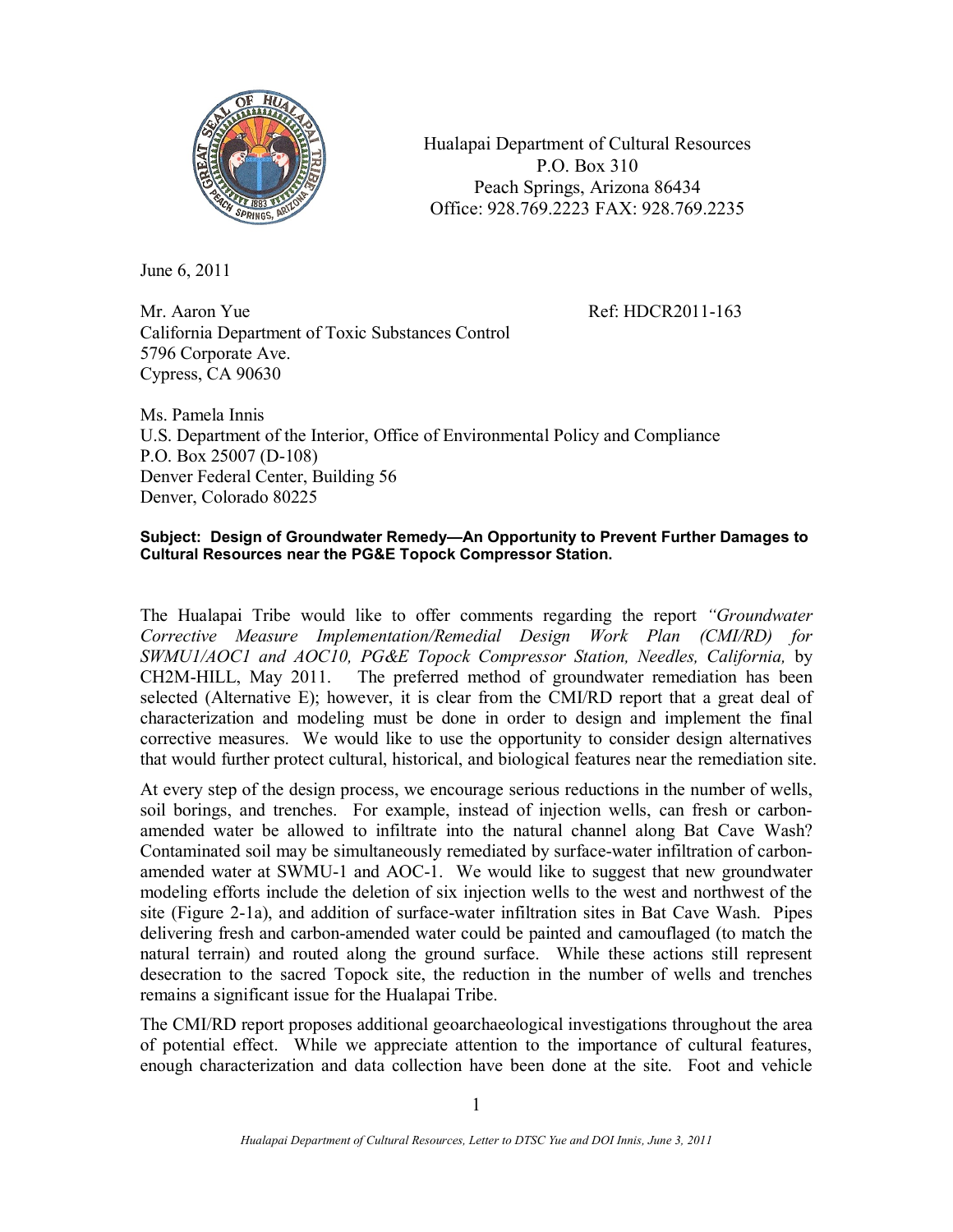Hualapai Department of Cultural Resources
P.O. Box 310
Peach Springs, Arizona 86434
Office: 928.769.2223 FAX: 928.769.2235

June 6, 2011

Mr. Aaron Yue
California Department of Toxic Substances Control
5796 Corporate Ave.
Cypress, CA 90630

Ref: HDCR2011-163

Ms. Pamela Innis
U.S. Department of the Interior, Office of Environmental Policy and Compliance
P.O. Box 25007 (D-108)
Denver Federal Center, Building 56
Denver, Colorado 80225

**Subject: Design of Groundwater Remedy—An Opportunity to Prevent Further Damages to Cultural Resources near the PG&E Topock Compressor Station.**

The Hualapai Tribe would like to offer comments regarding the report *"Groundwater Corrective Measure Implementation/Remedial Design Work Plan (CMI/RD) for SWMU1/AOC1 and AOC10, PG&E Topock Compressor Station, Needles, California,* by CH2M-HILL, May 2011. The preferred method of groundwater remediation has been selected (Alternative E); however, it is clear from the CMI/RD report that a great deal of characterization and modeling must be done in order to design and implement the final corrective measures. We would like to use the opportunity to consider design alternatives that would further protect cultural, historical, and biological features near the remediation site.

At every step of the design process, we encourage serious reductions in the number of wells, soil borings, and trenches. For example, instead of injection wells, can fresh or carbon-amended water be allowed to infiltrate into the natural channel along Bat Cave Wash? Contaminated soil may be simultaneously remediated by surface-water infiltration of carbon-amended water at SWMU-1 and AOC-1. We would like to suggest that new groundwater modeling efforts include the deletion of six injection wells to the west and northwest of the site (Figure 2-1a), and addition of surface-water infiltration sites in Bat Cave Wash. Pipes delivering fresh and carbon-amended water could be painted and camouflaged (to match the natural terrain) and routed along the ground surface. While these actions still represent desecration to the sacred Topock site, the reduction in the number of wells and trenches remains a significant issue for the Hualapai Tribe.

The CMI/RD report proposes additional geoarchaeological investigations throughout the area of potential effect. While we appreciate attention to the importance of cultural features, enough characterization and data collection have been done at the site. Foot and vehicle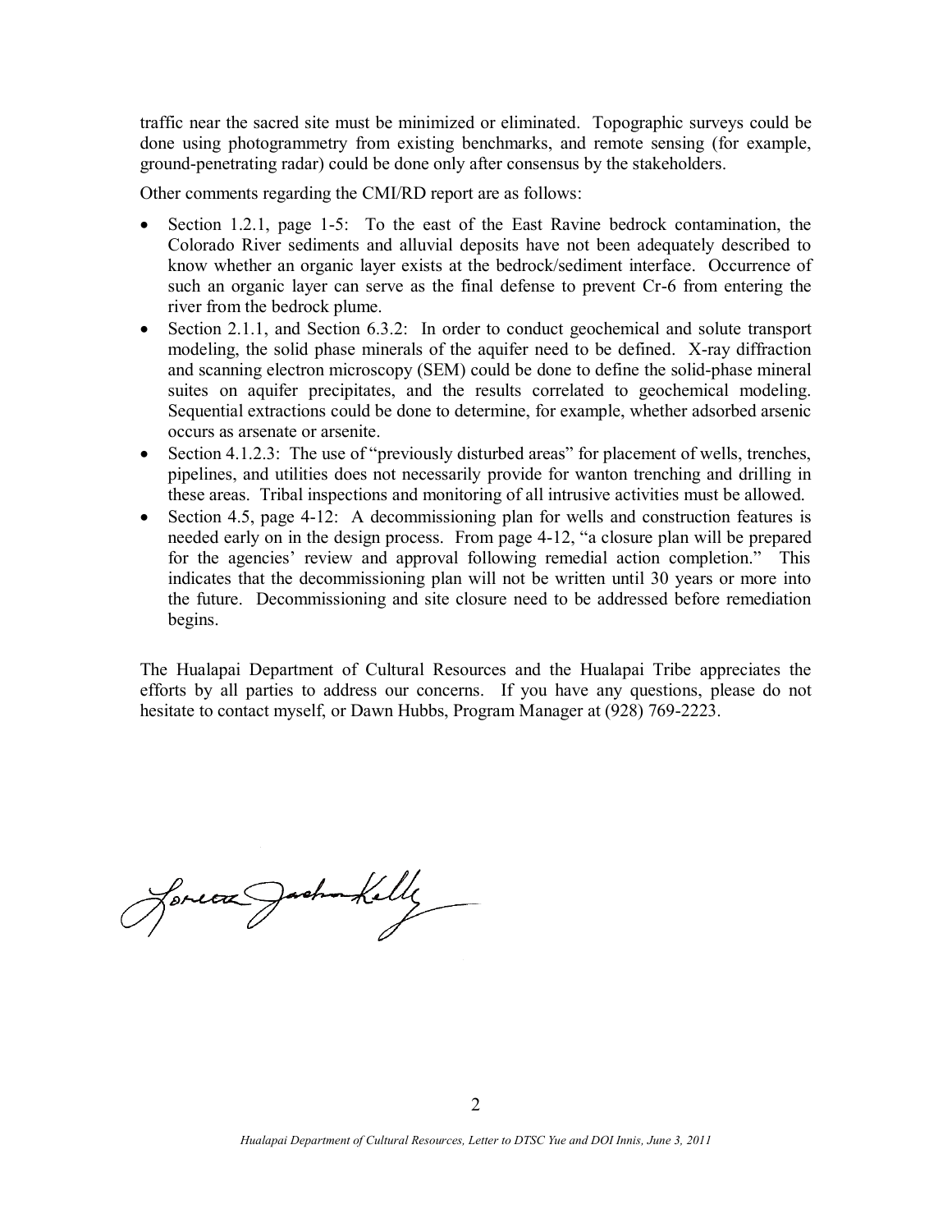traffic near the sacred site must be minimized or eliminated. Topographic surveys could be done using photogrammetry from existing benchmarks, and remote sensing (for example, ground-penetrating radar) could be done only after consensus by the stakeholders.

Other comments regarding the CMI/RD report are as follows:

- Section 1.2.1, page 1-5: To the east of the East Ravine bedrock contamination, the Colorado River sediments and alluvial deposits have not been adequately described to know whether an organic layer exists at the bedrock/sediment interface. Occurrence of such an organic layer can serve as the final defense to prevent Cr-6 from entering the river from the bedrock plume.
- Section 2.1.1, and Section 6.3.2: In order to conduct geochemical and solute transport modeling, the solid phase minerals of the aquifer need to be defined. X-ray diffraction and scanning electron microscopy (SEM) could be done to define the solid-phase mineral suites on aquifer precipitates, and the results correlated to geochemical modeling. Sequential extractions could be done to determine, for example, whether adsorbed arsenic occurs as arsenate or arsenite.
- Section 4.1.2.3: The use of "previously disturbed areas" for placement of wells, trenches, pipelines, and utilities does not necessarily provide for wanton trenching and drilling in these areas. Tribal inspections and monitoring of all intrusive activities must be allowed.
- Section 4.5, page 4-12: A decommissioning plan for wells and construction features is needed early on in the design process. From page 4-12, "a closure plan will be prepared for the agencies' review and approval following remedial action completion." This indicates that the decommissioning plan will not be written until 30 years or more into the future. Decommissioning and site closure need to be addressed before remediation begins.

The Hualapai Department of Cultural Resources and the Hualapai Tribe appreciates the efforts by all parties to address our concerns. If you have any questions, please do not hesitate to contact myself, or Dawn Hubbs, Program Manager at (928) 769-2223.

Loretta Jackson-Kelly